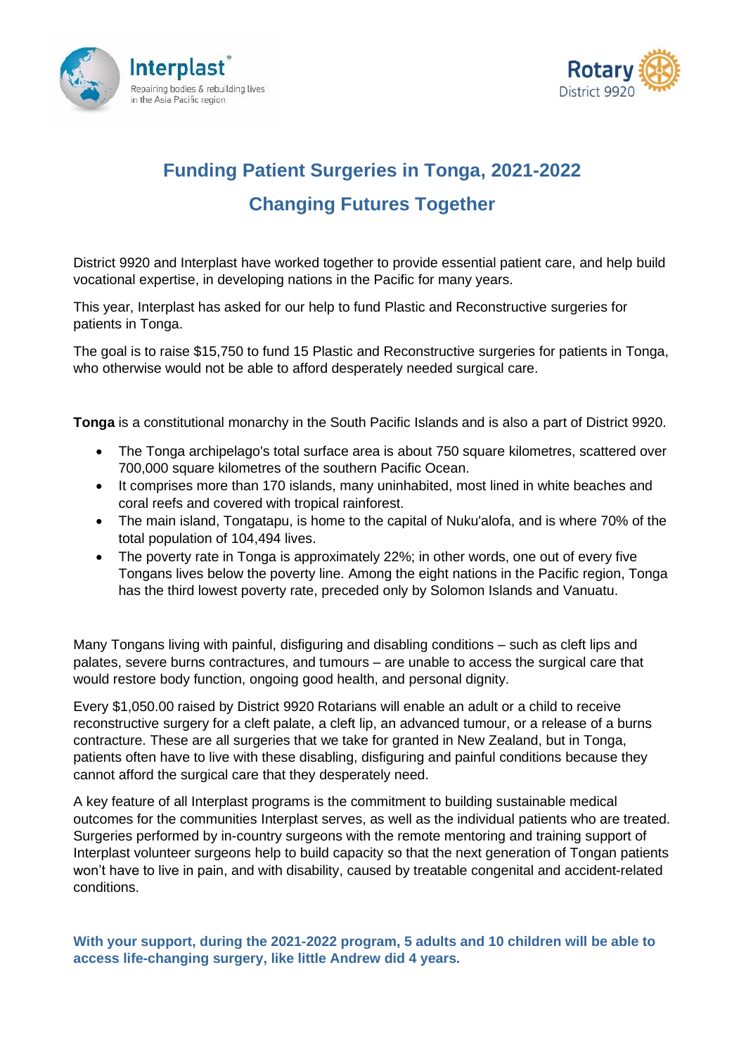Interplast
Repairing bodies & rebuilding lives in the Asia Pacific region

Rotary District 9920

# Funding Patient Surgeries in Tonga, 2021-2022

## Changing Futures Together

District 9920 and Interplast have worked together to provide essential patient care, and help build vocational expertise, in developing nations in the Pacific for many years.

This year, Interplast has asked for our help to fund Plastic and Reconstructive surgeries for patients in Tonga.

The goal is to raise $15,750 to fund 15 Plastic and Reconstructive surgeries for patients in Tonga, who otherwise would not be able to afford desperately needed surgical care.

**Tonga** is a constitutional monarchy in the South Pacific Islands and is also a part of District 9920.

- The Tonga archipelago's total surface area is about 750 square kilometres, scattered over 700,000 square kilometres of the southern Pacific Ocean.
- It comprises more than 170 islands, many uninhabited, most lined in white beaches and coral reefs and covered with tropical rainforest.
- The main island, Tongatapu, is home to the capital of Nuku'alofa, and is where 70% of the total population of 104,494 lives.
- The poverty rate in Tonga is approximately 22%; in other words, one out of every five Tongans lives below the poverty line. Among the eight nations in the Pacific region, Tonga has the third lowest poverty rate, preceded only by Solomon Islands and Vanuatu.

Many Tongans living with painful, disfiguring and disabling conditions – such as cleft lips and palates, severe burns contractures, and tumours – are unable to access the surgical care that would restore body function, ongoing good health, and personal dignity.

Every $1,050.00 raised by District 9920 Rotarians will enable an adult or a child to receive reconstructive surgery for a cleft palate, a cleft lip, an advanced tumour, or a release of a burns contracture. These are all surgeries that we take for granted in New Zealand, but in Tonga, patients often have to live with these disabling, disfiguring and painful conditions because they cannot afford the surgical care that they desperately need.

A key feature of all Interplast programs is the commitment to building sustainable medical outcomes for the communities Interplast serves, as well as the individual patients who are treated. Surgeries performed by in-country surgeons with the remote mentoring and training support of Interplast volunteer surgeons help to build capacity so that the next generation of Tongan patients won't have to live in pain, and with disability, caused by treatable congenital and accident-related conditions.

**With your support, during the 2021-2022 program, 5 adults and 10 children will be able to access life-changing surgery, like little Andrew did 4 years.**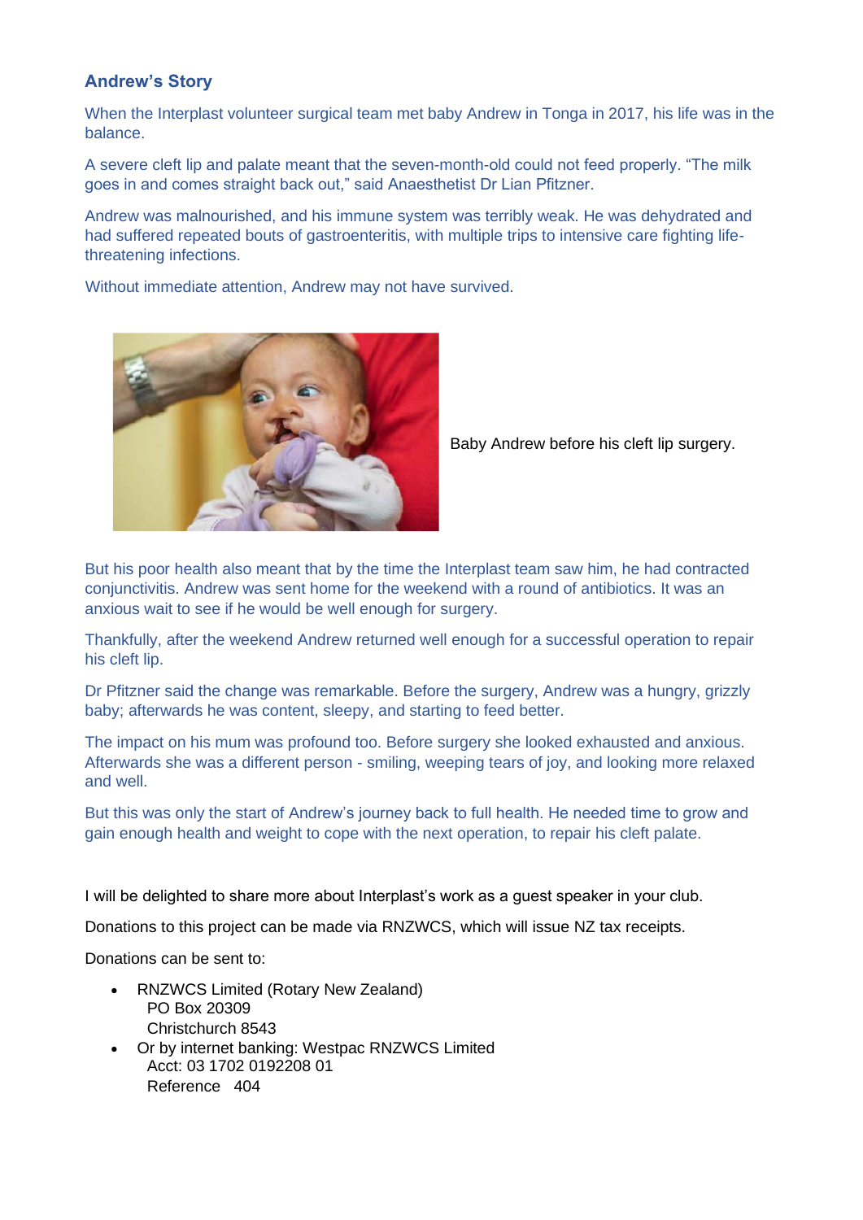### Andrew's Story

When the Interplast volunteer surgical team met baby Andrew in Tonga in 2017, his life was in the balance.

A severe cleft lip and palate meant that the seven-month-old could not feed properly. "The milk goes in and comes straight back out," said Anaesthetist Dr Lian Pfitzner.

Andrew was malnourished, and his immune system was terribly weak. He was dehydrated and had suffered repeated bouts of gastroenteritis, with multiple trips to intensive care fighting life-threatening infections.

Without immediate attention, Andrew may not have survived.

Baby Andrew before his cleft lip surgery.

But his poor health also meant that by the time the Interplast team saw him, he had contracted conjunctivitis. Andrew was sent home for the weekend with a round of antibiotics. It was an anxious wait to see if he would be well enough for surgery.

Thankfully, after the weekend Andrew returned well enough for a successful operation to repair his cleft lip.

Dr Pfitzner said the change was remarkable. Before the surgery, Andrew was a hungry, grizzly baby; afterwards he was content, sleepy, and starting to feed better.

The impact on his mum was profound too. Before surgery she looked exhausted and anxious. Afterwards she was a different person - smiling, weeping tears of joy, and looking more relaxed and well.

But this was only the start of Andrew's journey back to full health. He needed time to grow and gain enough health and weight to cope with the next operation, to repair his cleft palate.

I will be delighted to share more about Interplast's work as a guest speaker in your club.

Donations to this project can be made via RNZWCS, which will issue NZ tax receipts.

Donations can be sent to:

- RNZWCS Limited (Rotary New Zealand)
  PO Box 20309
  Christchurch 8543
- Or by internet banking: Westpac RNZWCS Limited
  Acct: 03 1702 0192208 01
  Reference 404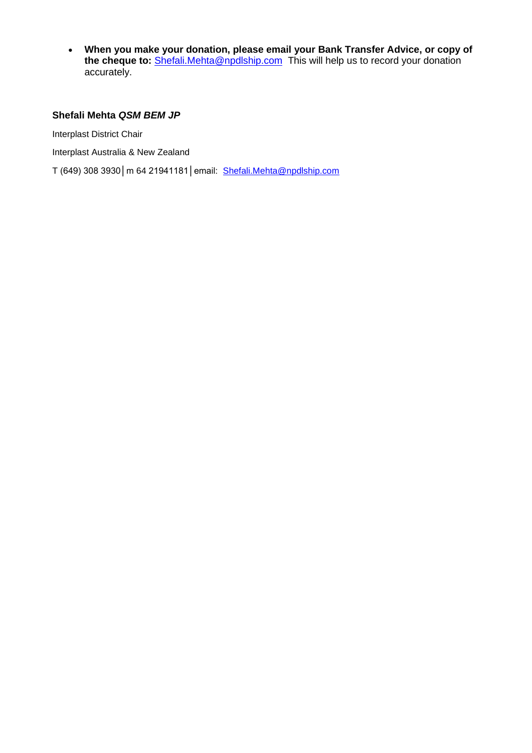- **When you make your donation, please email your Bank Transfer Advice, or copy of the cheque to:** Shefali.Mehta@npdlship.com This will help us to record your donation accurately.

**Shefali Mehta *QSM BEM JP***

Interplast District Chair

Interplast Australia & New Zealand

T (649) 308 3930│m 64 21941181│email: Shefali.Mehta@npdlship.com